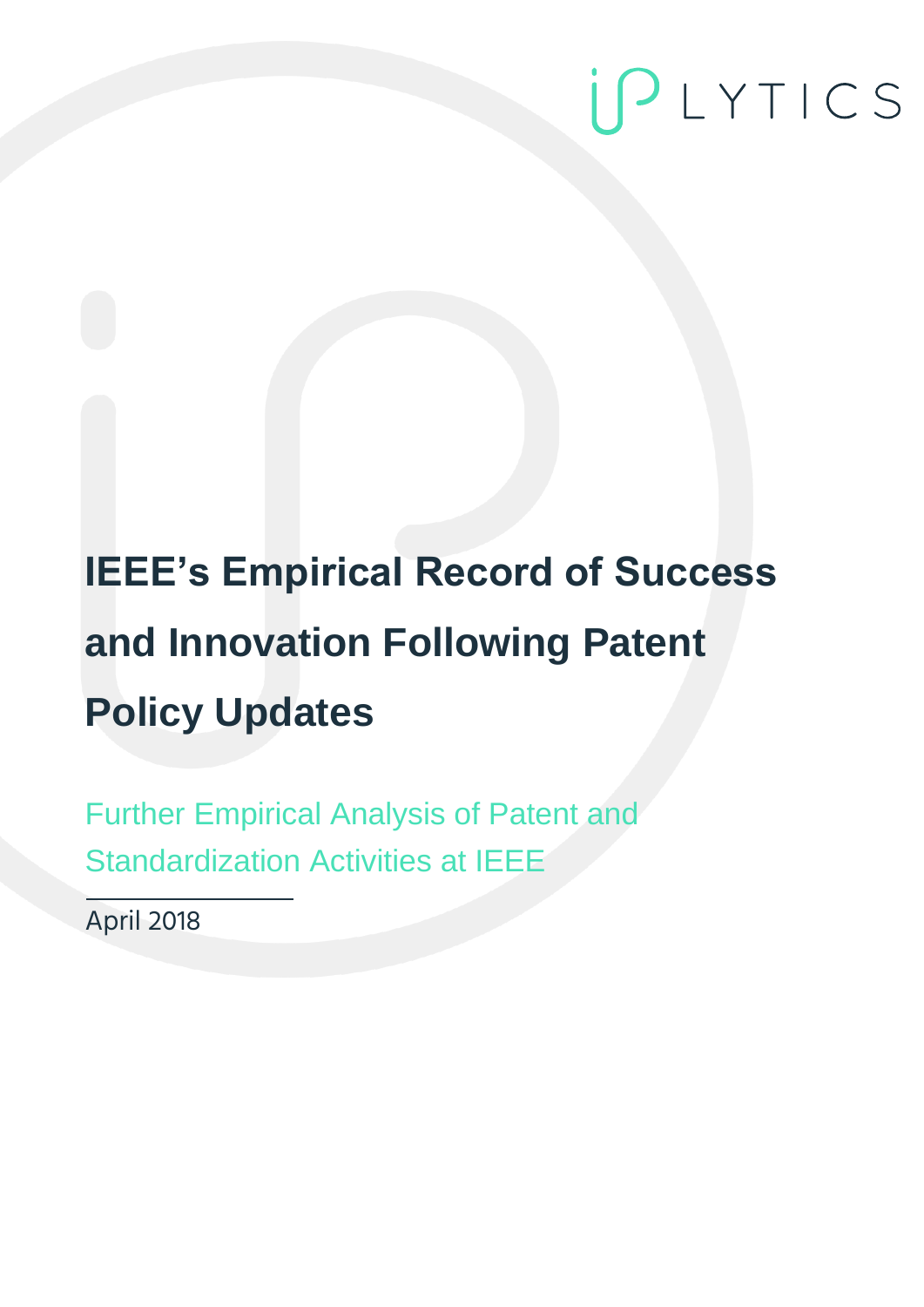IPLYTICS

# IEEE's Empirical Record of Success and Innovation Following Patent Policy Updates

## Further Empirical Analysis of Patent and Standardization Activities at IEEE

April 2018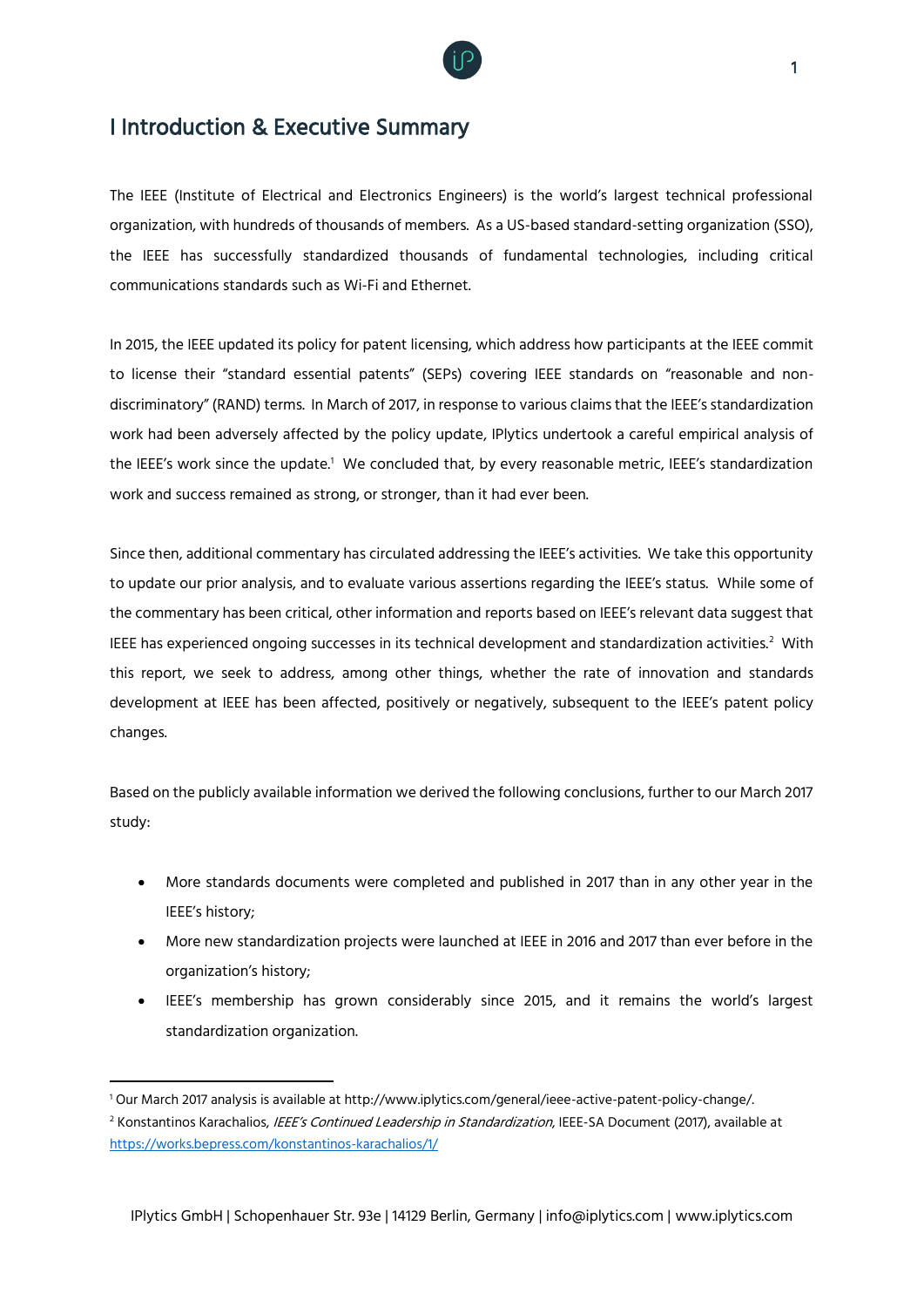# I Introduction & Executive Summary

The IEEE (Institute of Electrical and Electronics Engineers) is the world's largest technical professional organization, with hundreds of thousands of members. As a US-based standard-setting organization (SSO), the IEEE has successfully standardized thousands of fundamental technologies, including critical communications standards such as Wi-Fi and Ethernet.

In 2015, the IEEE updated its policy for patent licensing, which address how participants at the IEEE commit to license their "standard essential patents" (SEPs) covering IEEE standards on "reasonable and non-discriminatory" (RAND) terms. In March of 2017, in response to various claims that the IEEE's standardization work had been adversely affected by the policy update, IPlytics undertook a careful empirical analysis of the IEEE's work since the update.[1] We concluded that, by every reasonable metric, IEEE's standardization work and success remained as strong, or stronger, than it had ever been.

Since then, additional commentary has circulated addressing the IEEE's activities. We take this opportunity to update our prior analysis, and to evaluate various assertions regarding the IEEE's status. While some of the commentary has been critical, other information and reports based on IEEE's relevant data suggest that IEEE has experienced ongoing successes in its technical development and standardization activities.[2] With this report, we seek to address, among other things, whether the rate of innovation and standards development at IEEE has been affected, positively or negatively, subsequent to the IEEE's patent policy changes.

Based on the publicly available information we derived the following conclusions, further to our March 2017 study:

- More standards documents were completed and published in 2017 than in any other year in the IEEE's history;
- More new standardization projects were launched at IEEE in 2016 and 2017 than ever before in the organization's history;
- IEEE's membership has grown considerably since 2015, and it remains the world's largest standardization organization.

---

[1] Our March 2017 analysis is available at http://www.iplytics.com/general/ieee-active-patent-policy-change/.

[2] Konstantinos Karachalios, *IEEE's Continued Leadership in Standardization*, IEEE-SA Document (2017), available at https://works.bepress.com/konstantinos-karachalios/1/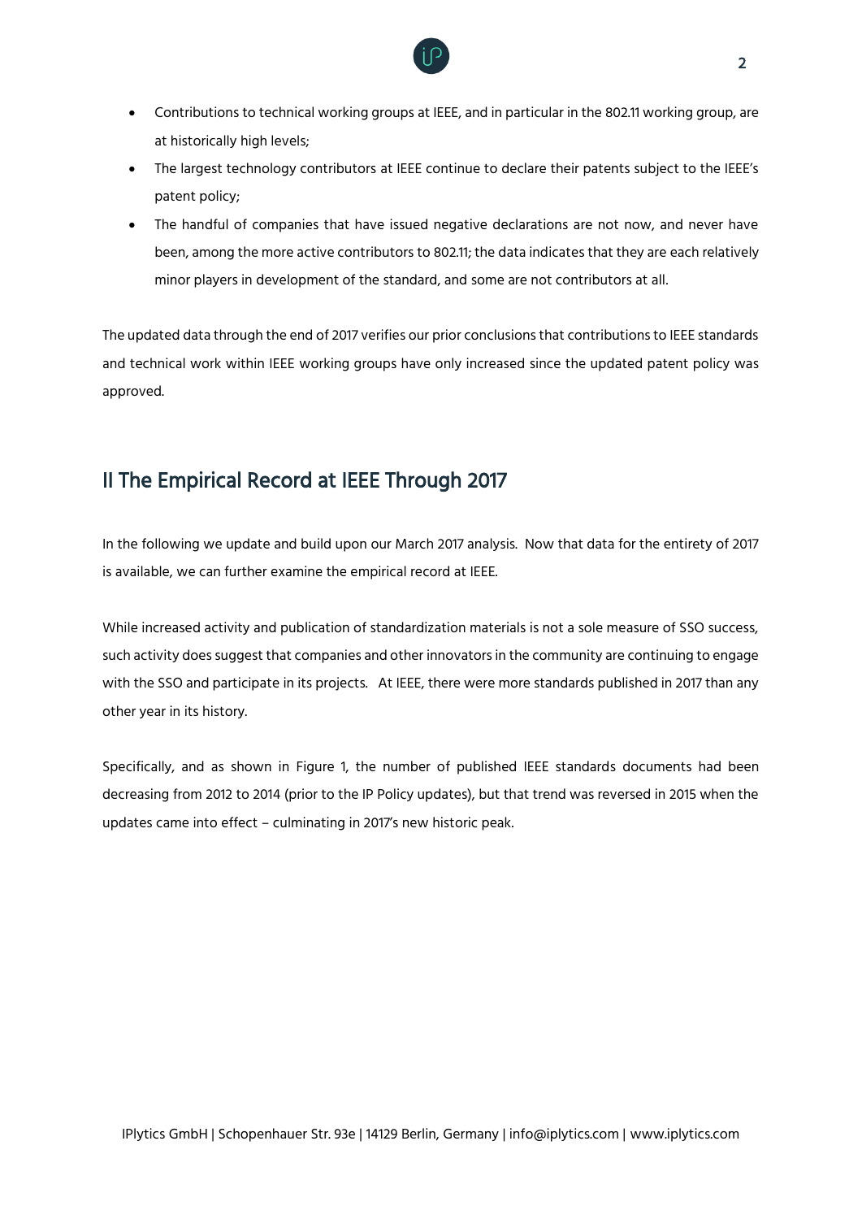- Contributions to technical working groups at IEEE, and in particular in the 802.11 working group, are at historically high levels;
- The largest technology contributors at IEEE continue to declare their patents subject to the IEEE's patent policy;
- The handful of companies that have issued negative declarations are not now, and never have been, among the more active contributors to 802.11; the data indicates that they are each relatively minor players in development of the standard, and some are not contributors at all.

The updated data through the end of 2017 verifies our prior conclusions that contributions to IEEE standards and technical work within IEEE working groups have only increased since the updated patent policy was approved.

## II The Empirical Record at IEEE Through 2017

In the following we update and build upon our March 2017 analysis. Now that data for the entirety of 2017 is available, we can further examine the empirical record at IEEE.

While increased activity and publication of standardization materials is not a sole measure of SSO success, such activity does suggest that companies and other innovators in the community are continuing to engage with the SSO and participate in its projects. At IEEE, there were more standards published in 2017 than any other year in its history.

Specifically, and as shown in Figure 1, the number of published IEEE standards documents had been decreasing from 2012 to 2014 (prior to the IP Policy updates), but that trend was reversed in 2015 when the updates came into effect – culminating in 2017's new historic peak.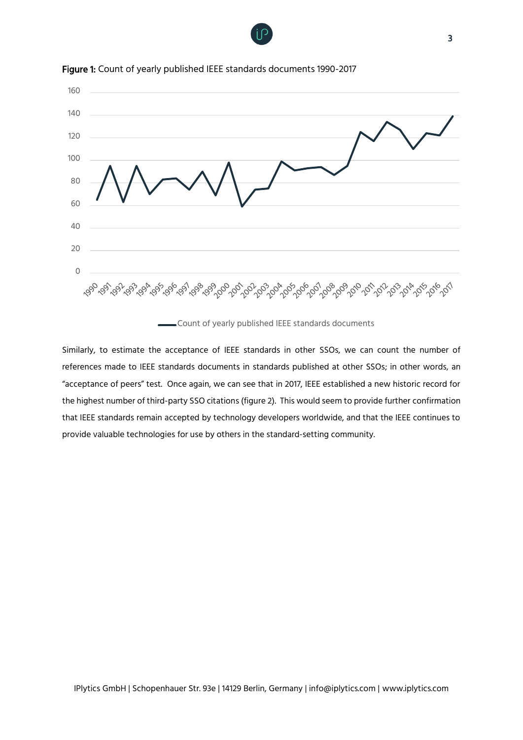**Figure 1:** Count of yearly published IEEE standards documents 1990-2017

Similarly, to estimate the acceptance of IEEE standards in other SSOs, we can count the number of references made to IEEE standards documents in standards published at other SSOs; in other words, an "acceptance of peers" test. Once again, we can see that in 2017, IEEE established a new historic record for the highest number of third-party SSO citations (figure 2). This would seem to provide further confirmation that IEEE standards remain accepted by technology developers worldwide, and that the IEEE continues to provide valuable technologies for use by others in the standard-setting community.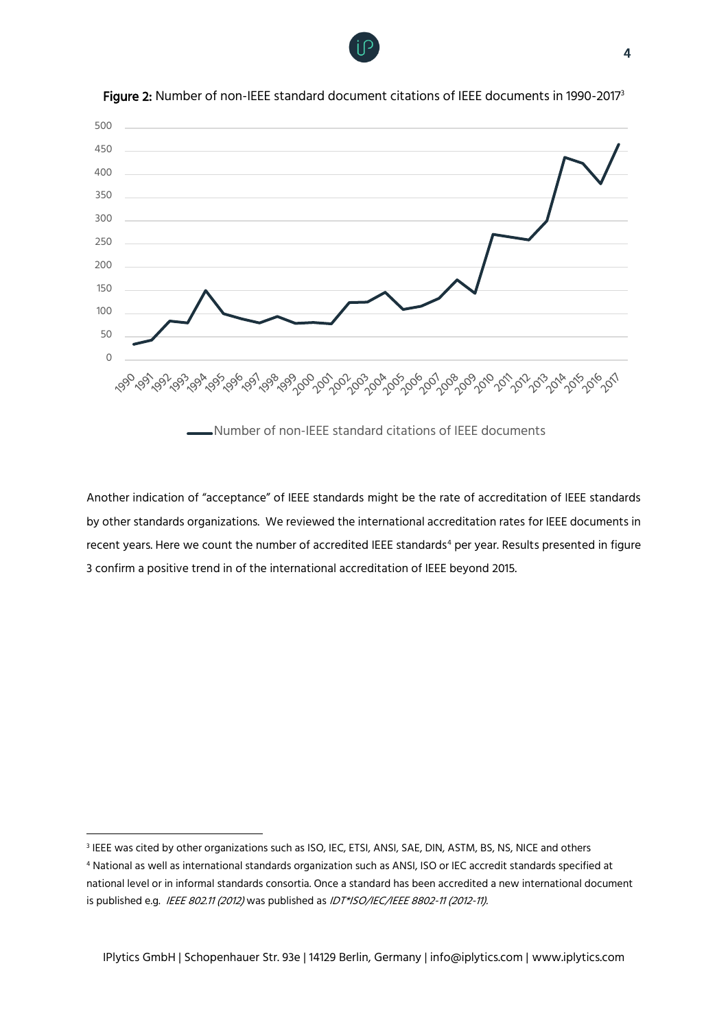**Figure 2:** Number of non-IEEE standard document citations of IEEE documents in 1990-2017[3]

Another indication of "acceptance" of IEEE standards might be the rate of accreditation of IEEE standards by other standards organizations. We reviewed the international accreditation rates for IEEE documents in recent years. Here we count the number of accredited IEEE standards[4] per year. Results presented in figure 3 confirm a positive trend in of the international accreditation of IEEE beyond 2015.

---

[3] IEEE was cited by other organizations such as ISO, IEC, ETSI, ANSI, SAE, DIN, ASTM, BS, NS, NICE and others

[4] National as well as international standards organization such as ANSI, ISO or IEC accredit standards specified at national level or in informal standards consortia. Once a standard has been accredited a new international document is published e.g. *IEEE 802.11 (2012)* was published as *IDT*ISO/IEC/IEEE 8802-11 (2012-11).*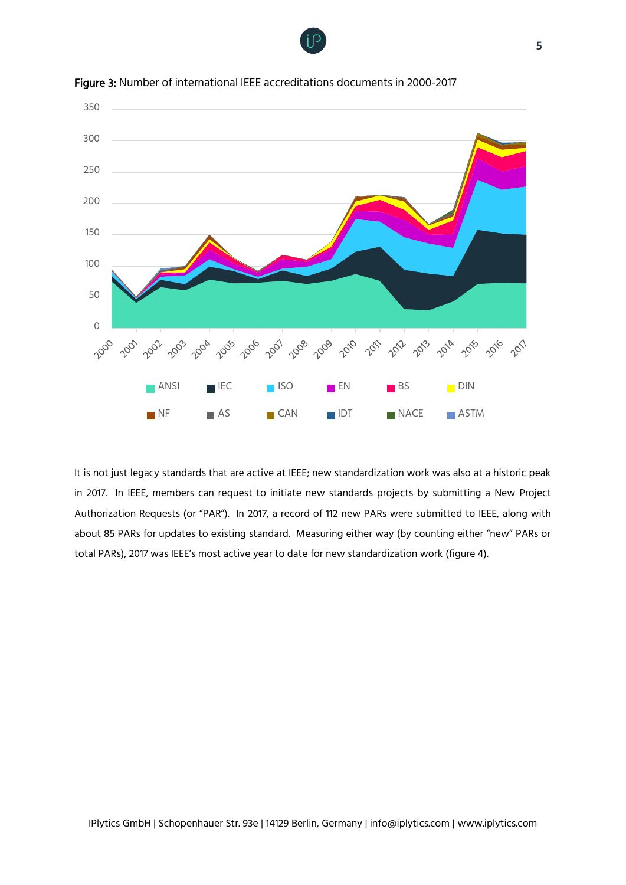**Figure 3:** Number of international IEEE accreditations documents in 2000-2017

It is not just legacy standards that are active at IEEE; new standardization work was also at a historic peak in 2017. In IEEE, members can request to initiate new standards projects by submitting a New Project Authorization Requests (or "PAR"). In 2017, a record of 112 new PARs were submitted to IEEE, along with about 85 PARs for updates to existing standard. Measuring either way (by counting either "new" PARs or total PARs), 2017 was IEEE's most active year to date for new standardization work (figure 4).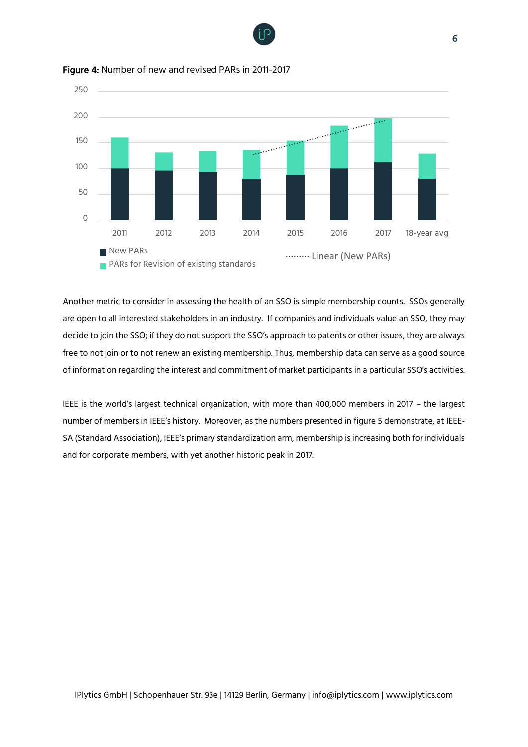**Figure 4:** Number of new and revised PARs in 2011-2017

Another metric to consider in assessing the health of an SSO is simple membership counts. SSOs generally are open to all interested stakeholders in an industry. If companies and individuals value an SSO, they may decide to join the SSO; if they do not support the SSO's approach to patents or other issues, they are always free to not join or to not renew an existing membership. Thus, membership data can serve as a good source of information regarding the interest and commitment of market participants in a particular SSO's activities.

IEEE is the world's largest technical organization, with more than 400,000 members in 2017 – the largest number of members in IEEE's history. Moreover, as the numbers presented in figure 5 demonstrate, at IEEE-SA (Standard Association), IEEE's primary standardization arm, membership is increasing both for individuals and for corporate members, with yet another historic peak in 2017.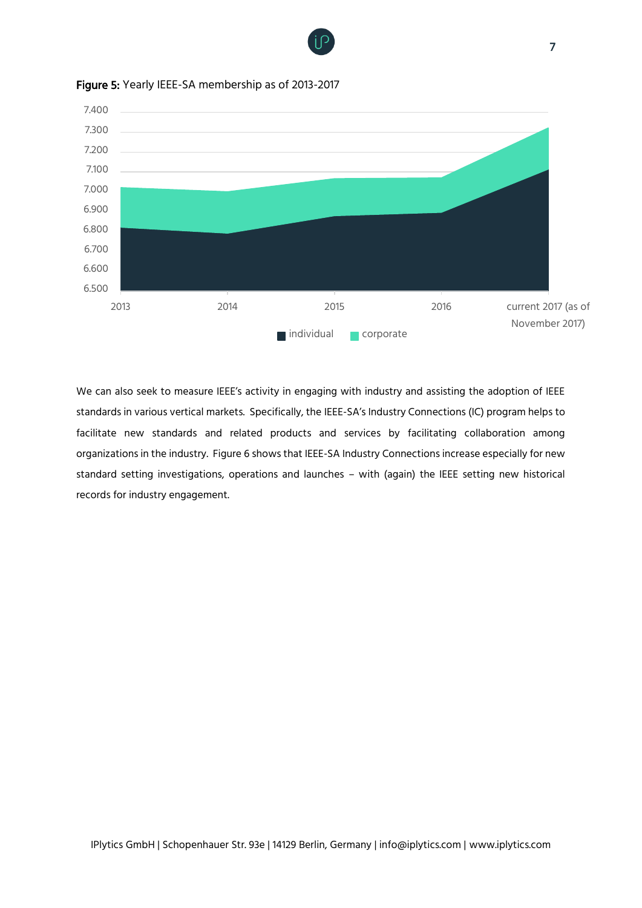**Figure 5:** Yearly IEEE-SA membership as of 2013-2017

We can also seek to measure IEEE's activity in engaging with industry and assisting the adoption of IEEE standards in various vertical markets. Specifically, the IEEE-SA's Industry Connections (IC) program helps to facilitate new standards and related products and services by facilitating collaboration among organizations in the industry. Figure 6 shows that IEEE-SA Industry Connections increase especially for new standard setting investigations, operations and launches – with (again) the IEEE setting new historical records for industry engagement.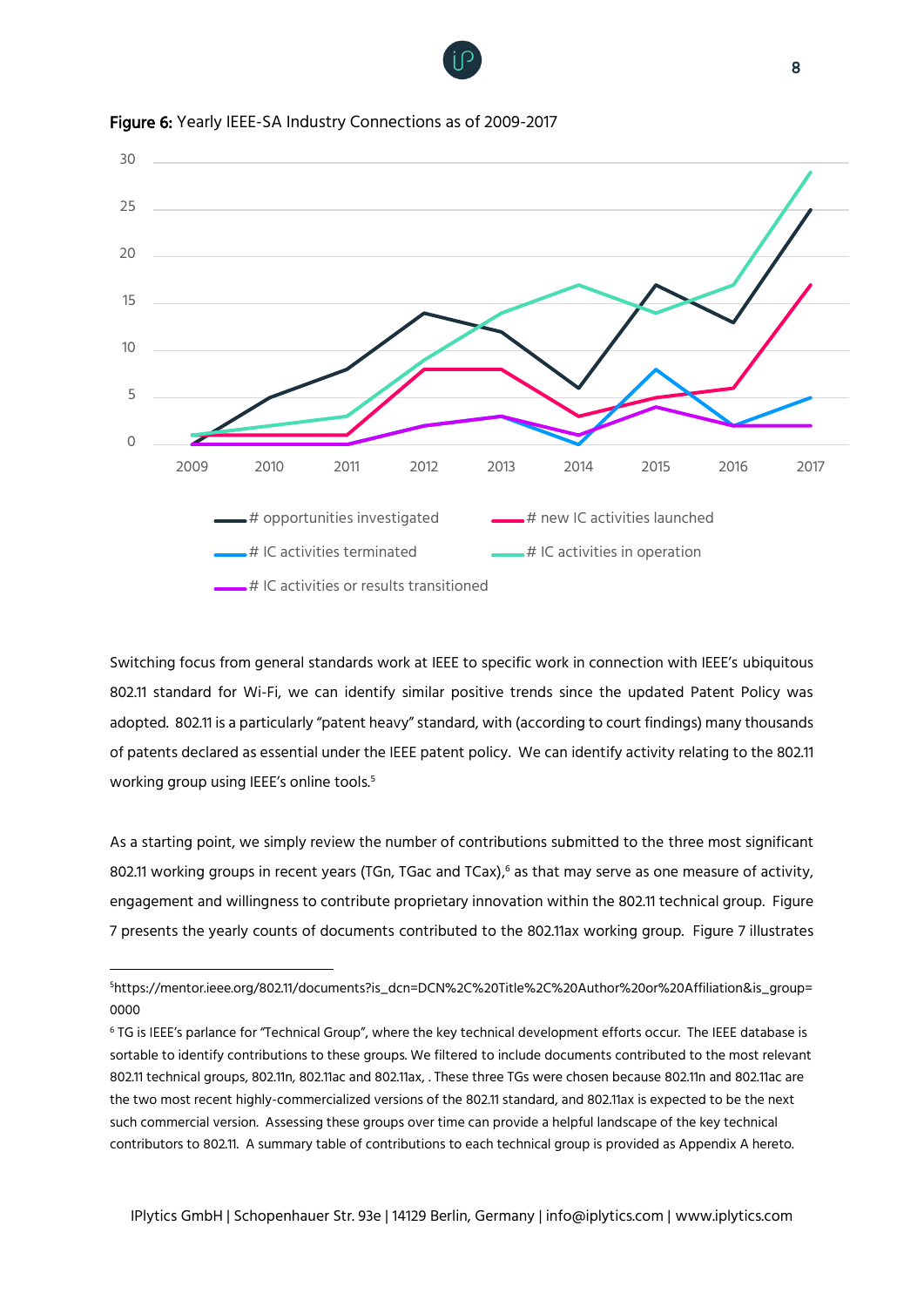**Figure 6:** Yearly IEEE-SA Industry Connections as of 2009-2017

Switching focus from general standards work at IEEE to specific work in connection with IEEE's ubiquitous 802.11 standard for Wi-Fi, we can identify similar positive trends since the updated Patent Policy was adopted. 802.11 is a particularly "patent heavy" standard, with (according to court findings) many thousands of patents declared as essential under the IEEE patent policy. We can identify activity relating to the 802.11 working group using IEEE's online tools.[5]

As a starting point, we simply review the number of contributions submitted to the three most significant 802.11 working groups in recent years (TGn, TGac and TCax),[6] as that may serve as one measure of activity, engagement and willingness to contribute proprietary innovation within the 802.11 technical group. Figure 7 presents the yearly counts of documents contributed to the 802.11ax working group. Figure 7 illustrates

---

[5]https://mentor.ieee.org/802.11/documents?is_dcn=DCN%2C%20Title%2C%20Author%20or%20Affiliation&is_group=0000

[6] TG is IEEE's parlance for "Technical Group", where the key technical development efforts occur. The IEEE database is sortable to identify contributions to these groups. We filtered to include documents contributed to the most relevant 802.11 technical groups, 802.11n, 802.11ac and 802.11ax, . These three TGs were chosen because 802.11n and 802.11ac are the two most recent highly-commercialized versions of the 802.11 standard, and 802.11ax is expected to be the next such commercial version. Assessing these groups over time can provide a helpful landscape of the key technical contributors to 802.11. A summary table of contributions to each technical group is provided as Appendix A hereto.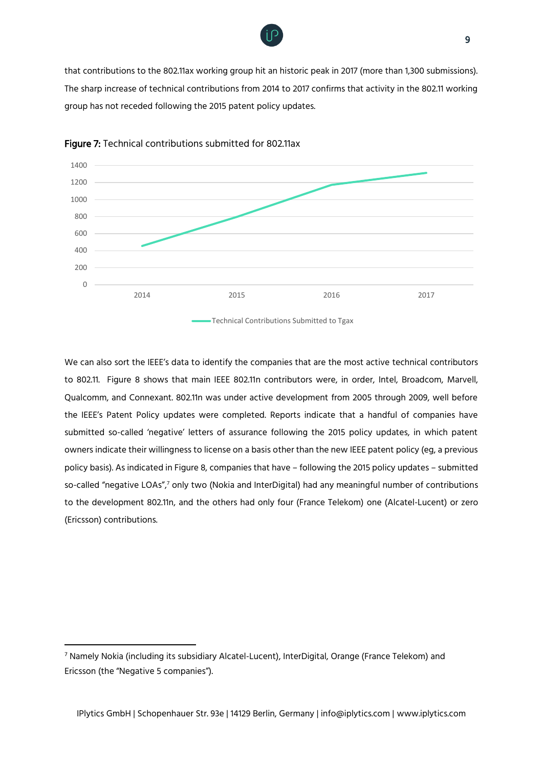that contributions to the 802.11ax working group hit an historic peak in 2017 (more than 1,300 submissions). The sharp increase of technical contributions from 2014 to 2017 confirms that activity in the 802.11 working group has not receded following the 2015 patent policy updates.

**Figure 7:** Technical contributions submitted for 802.11ax

We can also sort the IEEE's data to identify the companies that are the most active technical contributors to 802.11. Figure 8 shows that main IEEE 802.11n contributors were, in order, Intel, Broadcom, Marvell, Qualcomm, and Connexant. 802.11n was under active development from 2005 through 2009, well before the IEEE's Patent Policy updates were completed. Reports indicate that a handful of companies have submitted so-called 'negative' letters of assurance following the 2015 policy updates, in which patent owners indicate their willingness to license on a basis other than the new IEEE patent policy (eg, a previous policy basis). As indicated in Figure 8, companies that have – following the 2015 policy updates – submitted so-called "negative LOAs",[7] only two (Nokia and InterDigital) had any meaningful number of contributions to the development 802.11n, and the others had only four (France Telekom) one (Alcatel-Lucent) or zero (Ericsson) contributions.

[7] Namely Nokia (including its subsidiary Alcatel-Lucent), InterDigital, Orange (France Telekom) and Ericsson (the "Negative 5 companies").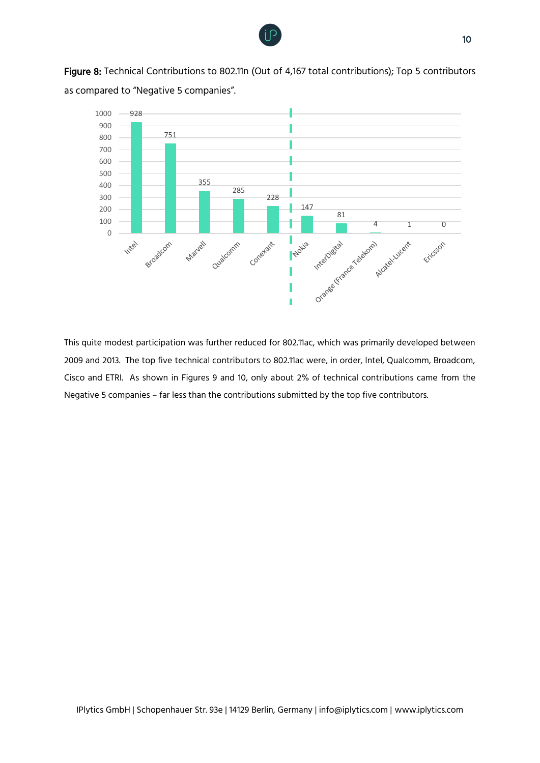**Figure 8:** Technical Contributions to 802.11n (Out of 4,167 total contributions); Top 5 contributors as compared to "Negative 5 companies".

| Company | Contributions |
| --- | --- |
| Intel | 928 |
| Broadcom | 751 |
| Marvell | 355 |
| Qualcomm | 285 |
| Conexant | 228 |
| Nokia | 147 |
| InterDigital | 81 |
| Orange (France Telekom) | 4 |
| Alcatel-Lucent | 1 |
| Ericsson | 0 |

This quite modest participation was further reduced for 802.11ac, which was primarily developed between 2009 and 2013. The top five technical contributors to 802.11ac were, in order, Intel, Qualcomm, Broadcom, Cisco and ETRI. As shown in Figures 9 and 10, only about 2% of technical contributions came from the Negative 5 companies – far less than the contributions submitted by the top five contributors.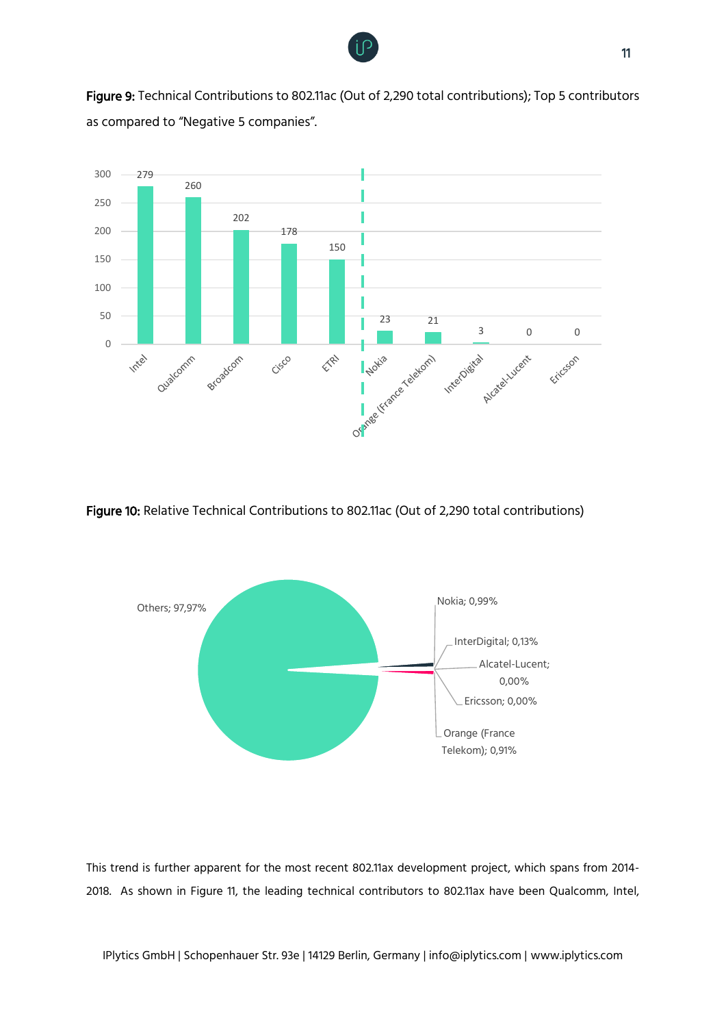**Figure 9:** Technical Contributions to 802.11ac (Out of 2,290 total contributions); Top 5 contributors as compared to "Negative 5 companies".

| Company | Contributions |
| --- | --- |
| Intel | 279 |
| Qualcomm | 260 |
| Broadcom | 202 |
| Cisco | 178 |
| ETRI | 150 |
| Nokia | 23 |
| Orange (France Telekom) | 21 |
| InterDigital | 3 |
| Alcatel-Lucent | 0 |
| Ericsson | 0 |

**Figure 10:** Relative Technical Contributions to 802.11ac (Out of 2,290 total contributions)

| Company | Share |
| --- | --- |
| Others | 97,97% |
| Nokia | 0,99% |
| InterDigital | 0,13% |
| Alcatel-Lucent | 0,00% |
| Ericsson | 0,00% |
| Orange (France Telekom) | 0,91% |

This trend is further apparent for the most recent 802.11ax development project, which spans from 2014-2018. As shown in Figure 11, the leading technical contributors to 802.11ax have been Qualcomm, Intel,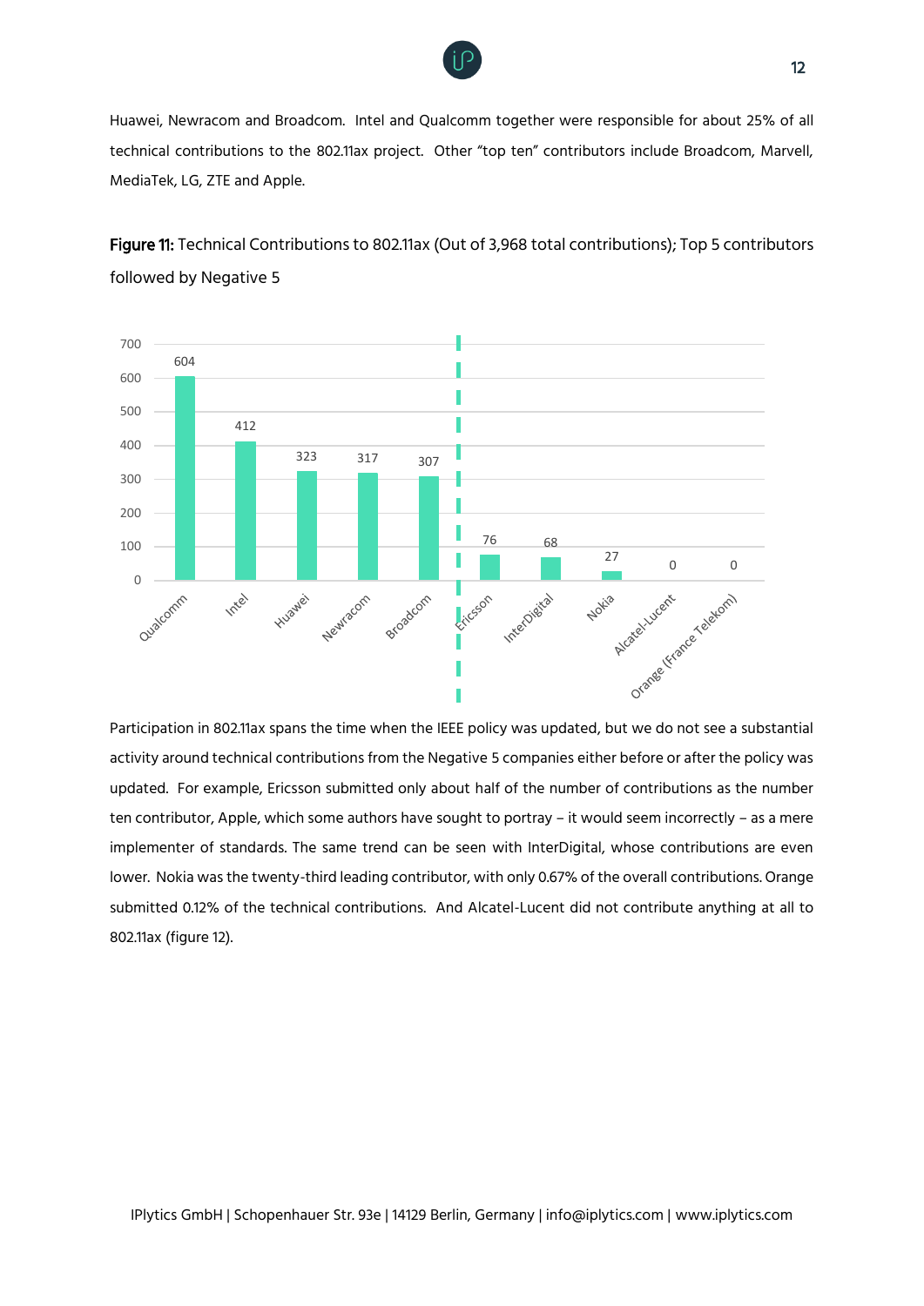Huawei, Newracom and Broadcom. Intel and Qualcomm together were responsible for about 25% of all technical contributions to the 802.11ax project. Other "top ten" contributors include Broadcom, Marvell, MediaTek, LG, ZTE and Apple.

**Figure 11:** Technical Contributions to 802.11ax (Out of 3,968 total contributions); Top 5 contributors followed by Negative 5

| Company | Contributions |
|---|---|
| Qualcomm | 604 |
| Intel | 412 |
| Huawei | 323 |
| Newracom | 317 |
| Broadcom | 307 |
| Ericsson | 76 |
| InterDigital | 68 |
| Nokia | 27 |
| Alcatel-Lucent | 0 |
| Orange (France Telekom) | 0 |

Participation in 802.11ax spans the time when the IEEE policy was updated, but we do not see a substantial activity around technical contributions from the Negative 5 companies either before or after the policy was updated. For example, Ericsson submitted only about half of the number of contributions as the number ten contributor, Apple, which some authors have sought to portray – it would seem incorrectly – as a mere implementer of standards. The same trend can be seen with InterDigital, whose contributions are even lower. Nokia was the twenty-third leading contributor, with only 0.67% of the overall contributions. Orange submitted 0.12% of the technical contributions. And Alcatel-Lucent did not contribute anything at all to 802.11ax (figure 12).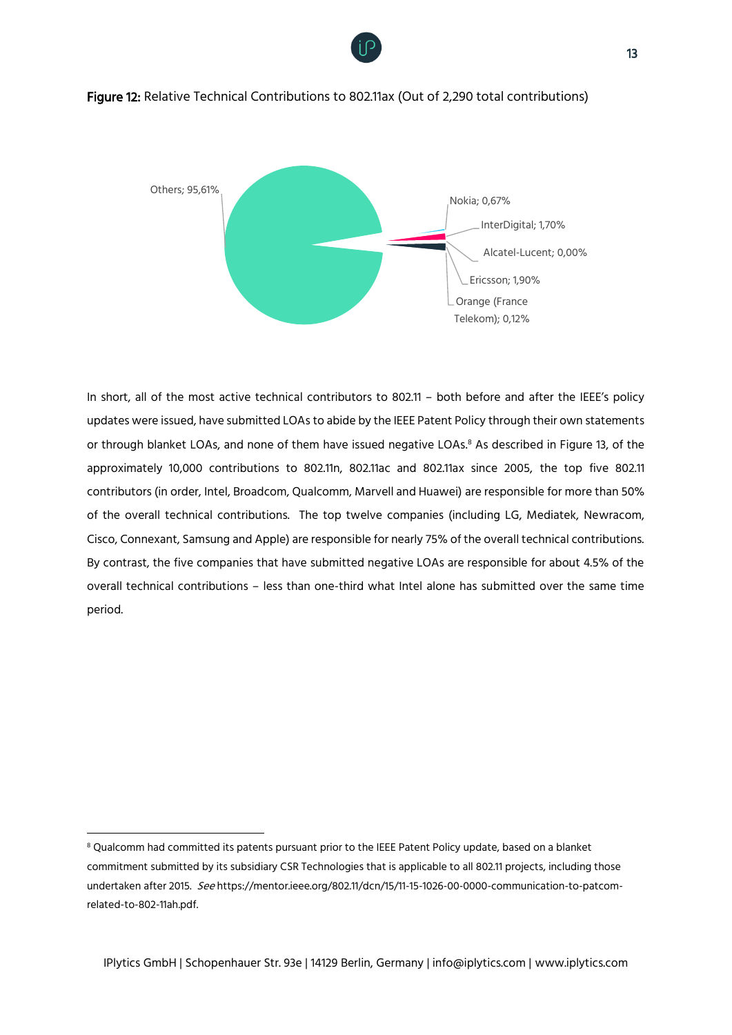**Figure 12:** Relative Technical Contributions to 802.11ax (Out of 2,290 total contributions)

Others; 95,61%

Nokia; 0,67%

InterDigital; 1,70%

Alcatel-Lucent; 0,00%

Ericsson; 1,90%

Orange (France Telekom); 0,12%

In short, all of the most active technical contributors to 802.11 – both before and after the IEEE's policy updates were issued, have submitted LOAs to abide by the IEEE Patent Policy through their own statements or through blanket LOAs, and none of them have issued negative LOAs.[8] As described in Figure 13, of the approximately 10,000 contributions to 802.11n, 802.11ac and 802.11ax since 2005, the top five 802.11 contributors (in order, Intel, Broadcom, Qualcomm, Marvell and Huawei) are responsible for more than 50% of the overall technical contributions. The top twelve companies (including LG, Mediatek, Newracom, Cisco, Connexant, Samsung and Apple) are responsible for nearly 75% of the overall technical contributions. By contrast, the five companies that have submitted negative LOAs are responsible for about 4.5% of the overall technical contributions – less than one-third what Intel alone has submitted over the same time period.

[8] Qualcomm had committed its patents pursuant prior to the IEEE Patent Policy update, based on a blanket commitment submitted by its subsidiary CSR Technologies that is applicable to all 802.11 projects, including those undertaken after 2015. *See* https://mentor.ieee.org/802.11/dcn/15/11-15-1026-00-0000-communication-to-patcom-related-to-802-11ah.pdf.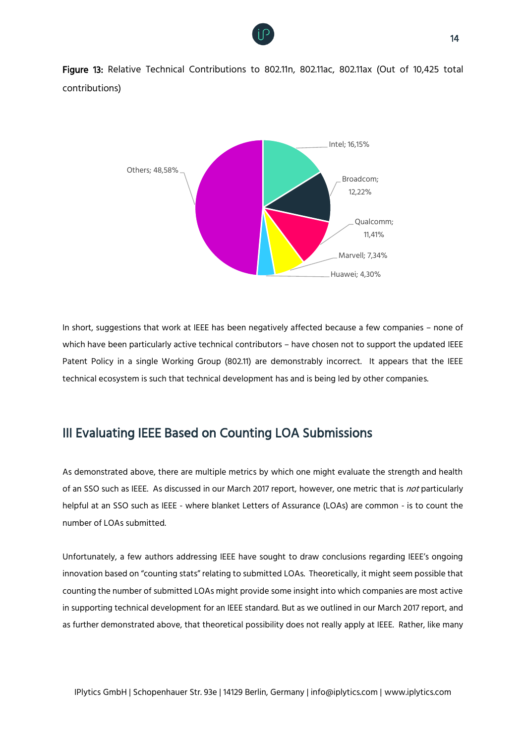**Figure 13:** Relative Technical Contributions to 802.11n, 802.11ac, 802.11ax (Out of 10,425 total contributions)

Intel; 16,15%
Broadcom; 12,22%
Qualcomm; 11,41%
Marvell; 7,34%
Huawei; 4,30%
Others; 48,58%

In short, suggestions that work at IEEE has been negatively affected because a few companies – none of which have been particularly active technical contributors – have chosen not to support the updated IEEE Patent Policy in a single Working Group (802.11) are demonstrably incorrect. It appears that the IEEE technical ecosystem is such that technical development has and is being led by other companies.

## III Evaluating IEEE Based on Counting LOA Submissions

As demonstrated above, there are multiple metrics by which one might evaluate the strength and health of an SSO such as IEEE. As discussed in our March 2017 report, however, one metric that is *not* particularly helpful at an SSO such as IEEE - where blanket Letters of Assurance (LOAs) are common - is to count the number of LOAs submitted.

Unfortunately, a few authors addressing IEEE have sought to draw conclusions regarding IEEE's ongoing innovation based on "counting stats" relating to submitted LOAs. Theoretically, it might seem possible that counting the number of submitted LOAs might provide some insight into which companies are most active in supporting technical development for an IEEE standard. But as we outlined in our March 2017 report, and as further demonstrated above, that theoretical possibility does not really apply at IEEE. Rather, like many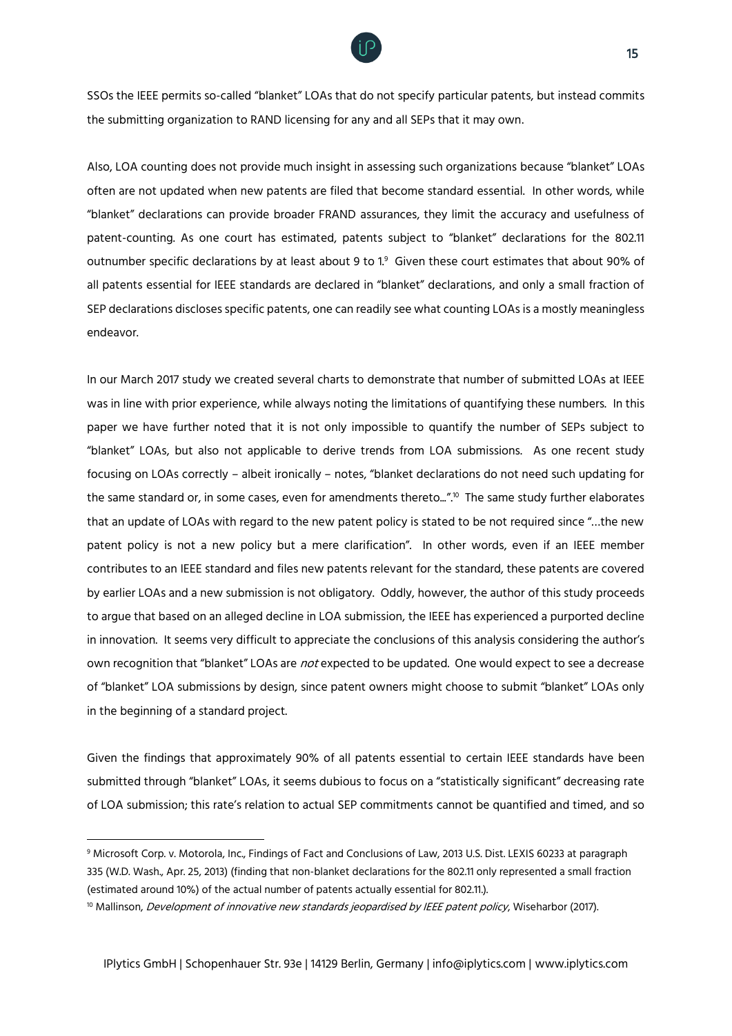SSOs the IEEE permits so-called "blanket" LOAs that do not specify particular patents, but instead commits the submitting organization to RAND licensing for any and all SEPs that it may own.

Also, LOA counting does not provide much insight in assessing such organizations because "blanket" LOAs often are not updated when new patents are filed that become standard essential. In other words, while "blanket" declarations can provide broader FRAND assurances, they limit the accuracy and usefulness of patent-counting. As one court has estimated, patents subject to "blanket" declarations for the 802.11 outnumber specific declarations by at least about 9 to 1.[9] Given these court estimates that about 90% of all patents essential for IEEE standards are declared in "blanket" declarations, and only a small fraction of SEP declarations discloses specific patents, one can readily see what counting LOAs is a mostly meaningless endeavor.

In our March 2017 study we created several charts to demonstrate that number of submitted LOAs at IEEE was in line with prior experience, while always noting the limitations of quantifying these numbers. In this paper we have further noted that it is not only impossible to quantify the number of SEPs subject to "blanket" LOAs, but also not applicable to derive trends from LOA submissions. As one recent study focusing on LOAs correctly – albeit ironically – notes, "blanket declarations do not need such updating for the same standard or, in some cases, even for amendments thereto…".[10] The same study further elaborates that an update of LOAs with regard to the new patent policy is stated to be not required since "…the new patent policy is not a new policy but a mere clarification". In other words, even if an IEEE member contributes to an IEEE standard and files new patents relevant for the standard, these patents are covered by earlier LOAs and a new submission is not obligatory. Oddly, however, the author of this study proceeds to argue that based on an alleged decline in LOA submission, the IEEE has experienced a purported decline in innovation. It seems very difficult to appreciate the conclusions of this analysis considering the author's own recognition that "blanket" LOAs are *not* expected to be updated. One would expect to see a decrease of "blanket" LOA submissions by design, since patent owners might choose to submit "blanket" LOAs only in the beginning of a standard project.

Given the findings that approximately 90% of all patents essential to certain IEEE standards have been submitted through "blanket" LOAs, it seems dubious to focus on a "statistically significant" decreasing rate of LOA submission; this rate's relation to actual SEP commitments cannot be quantified and timed, and so

---

[9] Microsoft Corp. v. Motorola, Inc., Findings of Fact and Conclusions of Law, 2013 U.S. Dist. LEXIS 60233 at paragraph 335 (W.D. Wash., Apr. 25, 2013) (finding that non-blanket declarations for the 802.11 only represented a small fraction (estimated around 10%) of the actual number of patents actually essential for 802.11.).

[10] Mallinson, *Development of innovative new standards jeopardised by IEEE patent policy*, Wiseharbor (2017).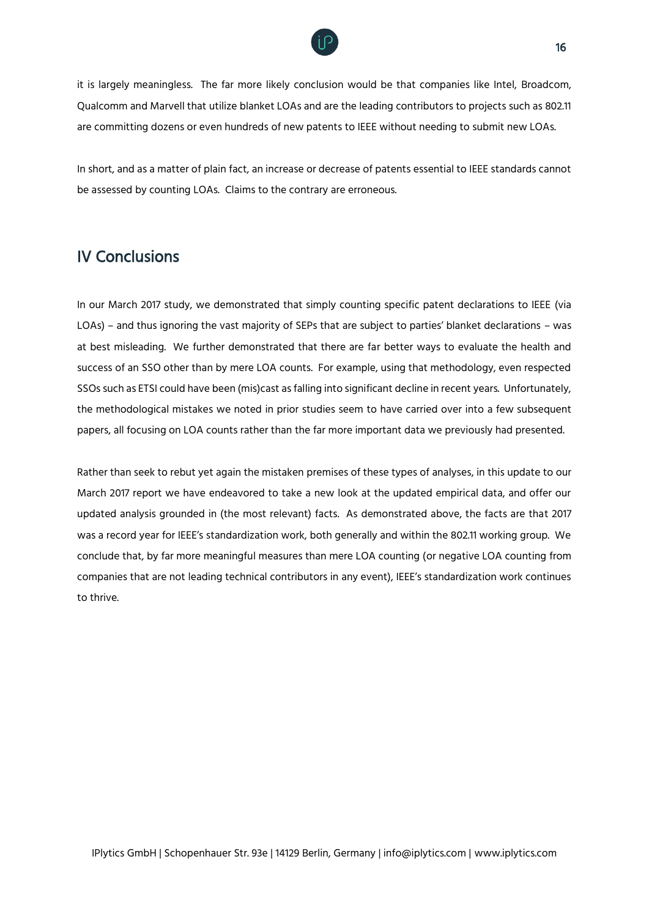it is largely meaningless. The far more likely conclusion would be that companies like Intel, Broadcom, Qualcomm and Marvell that utilize blanket LOAs and are the leading contributors to projects such as 802.11 are committing dozens or even hundreds of new patents to IEEE without needing to submit new LOAs.

In short, and as a matter of plain fact, an increase or decrease of patents essential to IEEE standards cannot be assessed by counting LOAs. Claims to the contrary are erroneous.

## IV Conclusions

In our March 2017 study, we demonstrated that simply counting specific patent declarations to IEEE (via LOAs) – and thus ignoring the vast majority of SEPs that are subject to parties' blanket declarations – was at best misleading. We further demonstrated that there are far better ways to evaluate the health and success of an SSO other than by mere LOA counts. For example, using that methodology, even respected SSOs such as ETSI could have been (mis)cast as falling into significant decline in recent years. Unfortunately, the methodological mistakes we noted in prior studies seem to have carried over into a few subsequent papers, all focusing on LOA counts rather than the far more important data we previously had presented.

Rather than seek to rebut yet again the mistaken premises of these types of analyses, in this update to our March 2017 report we have endeavored to take a new look at the updated empirical data, and offer our updated analysis grounded in (the most relevant) facts. As demonstrated above, the facts are that 2017 was a record year for IEEE's standardization work, both generally and within the 802.11 working group. We conclude that, by far more meaningful measures than mere LOA counting (or negative LOA counting from companies that are not leading technical contributors in any event), IEEE's standardization work continues to thrive.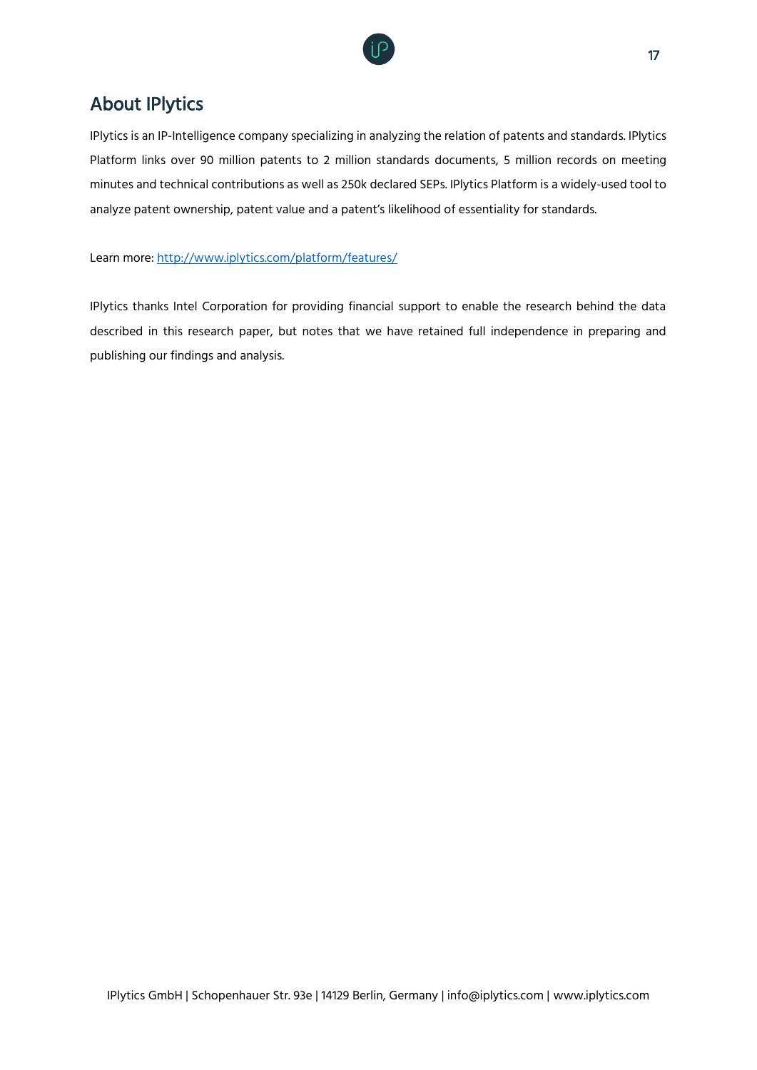## About IPlytics

IPlytics is an IP-Intelligence company specializing in analyzing the relation of patents and standards. IPlytics Platform links over 90 million patents to 2 million standards documents, 5 million records on meeting minutes and technical contributions as well as 250k declared SEPs. IPlytics Platform is a widely-used tool to analyze patent ownership, patent value and a patent's likelihood of essentiality for standards.

Learn more: [http://www.iplytics.com/platform/features/](http://www.iplytics.com/platform/features/)

IPlytics thanks Intel Corporation for providing financial support to enable the research behind the data described in this research paper, but notes that we have retained full independence in preparing and publishing our findings and analysis.

IPlytics GmbH | Schopenhauer Str. 93e | 14129 Berlin, Germany | info@iplytics.com | www.iplytics.com